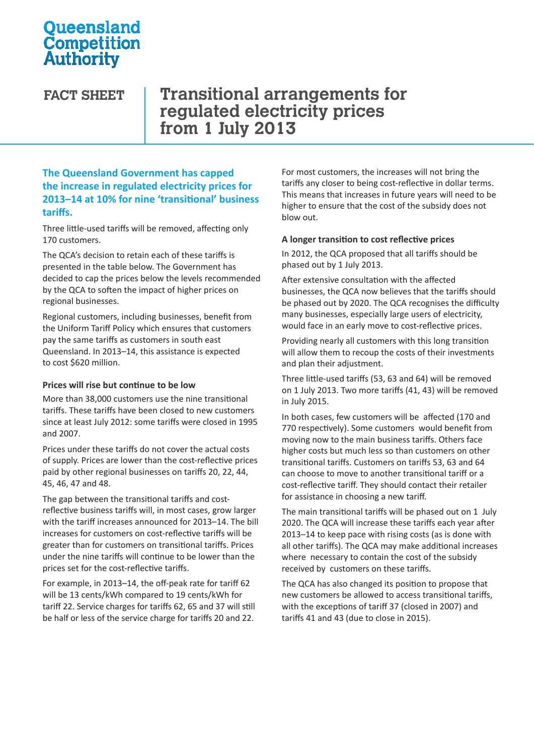# Queensland Competition Authority

**FACT SHEET**

# Transitional arrangements for regulated electricity prices from 1 July 2013

**The Queensland Government has capped the increase in regulated electricity prices for 2013–14 at 10% for nine 'transitional' business tariffs.**

Three little-used tariffs will be removed, affecting only 170 customers.

The QCA's decision to retain each of these tariffs is presented in the table below. The Government has decided to cap the prices below the levels recommended by the QCA to soften the impact of higher prices on regional businesses.

Regional customers, including businesses, benefit from the Uniform Tariff Policy which ensures that customers pay the same tariffs as customers in south east Queensland. In 2013–14, this assistance is expected to cost $620 million.

### Prices will rise but continue to be low

More than 38,000 customers use the nine transitional tariffs. These tariffs have been closed to new customers since at least July 2012: some tariffs were closed in 1995 and 2007.

Prices under these tariffs do not cover the actual costs of supply. Prices are lower than the cost-reflective prices paid by other regional businesses on tariffs 20, 22, 44, 45, 46, 47 and 48.

The gap between the transitional tariffs and cost-reflective business tariffs will, in most cases, grow larger with the tariff increases announced for 2013–14. The bill increases for customers on cost-reflective tariffs will be greater than for customers on transitional tariffs. Prices under the nine tariffs will continue to be lower than the prices set for the cost-reflective tariffs.

For example, in 2013–14, the off-peak rate for tariff 62 will be 13 cents/kWh compared to 19 cents/kWh for tariff 22. Service charges for tariffs 62, 65 and 37 will still be half or less of the service charge for tariffs 20 and 22.

For most customers, the increases will not bring the tariffs any closer to being cost-reflective in dollar terms. This means that increases in future years will need to be higher to ensure that the cost of the subsidy does not blow out.

### A longer transition to cost reflective prices

In 2012, the QCA proposed that all tariffs should be phased out by 1 July 2013.

After extensive consultation with the affected businesses, the QCA now believes that the tariffs should be phased out by 2020. The QCA recognises the difficulty many businesses, especially large users of electricity, would face in an early move to cost-reflective prices.

Providing nearly all customers with this long transition will allow them to recoup the costs of their investments and plan their adjustment.

Three little-used tariffs (53, 63 and 64) will be removed on 1 July 2013. Two more tariffs (41, 43) will be removed in July 2015.

In both cases, few customers will be affected (170 and 770 respectively). Some customers would benefit from moving now to the main business tariffs. Others face higher costs but much less so than customers on other transitional tariffs. Customers on tariffs 53, 63 and 64 can choose to move to another transitional tariff or a cost-reflective tariff. They should contact their retailer for assistance in choosing a new tariff.

The main transitional tariffs will be phased out on 1 July 2020. The QCA will increase these tariffs each year after 2013–14 to keep pace with rising costs (as is done with all other tariffs). The QCA may make additional increases where necessary to contain the cost of the subsidy received by customers on these tariffs.

The QCA has also changed its position to propose that new customers be allowed to access transitional tariffs, with the exceptions of tariff 37 (closed in 2007) and tariffs 41 and 43 (due to close in 2015).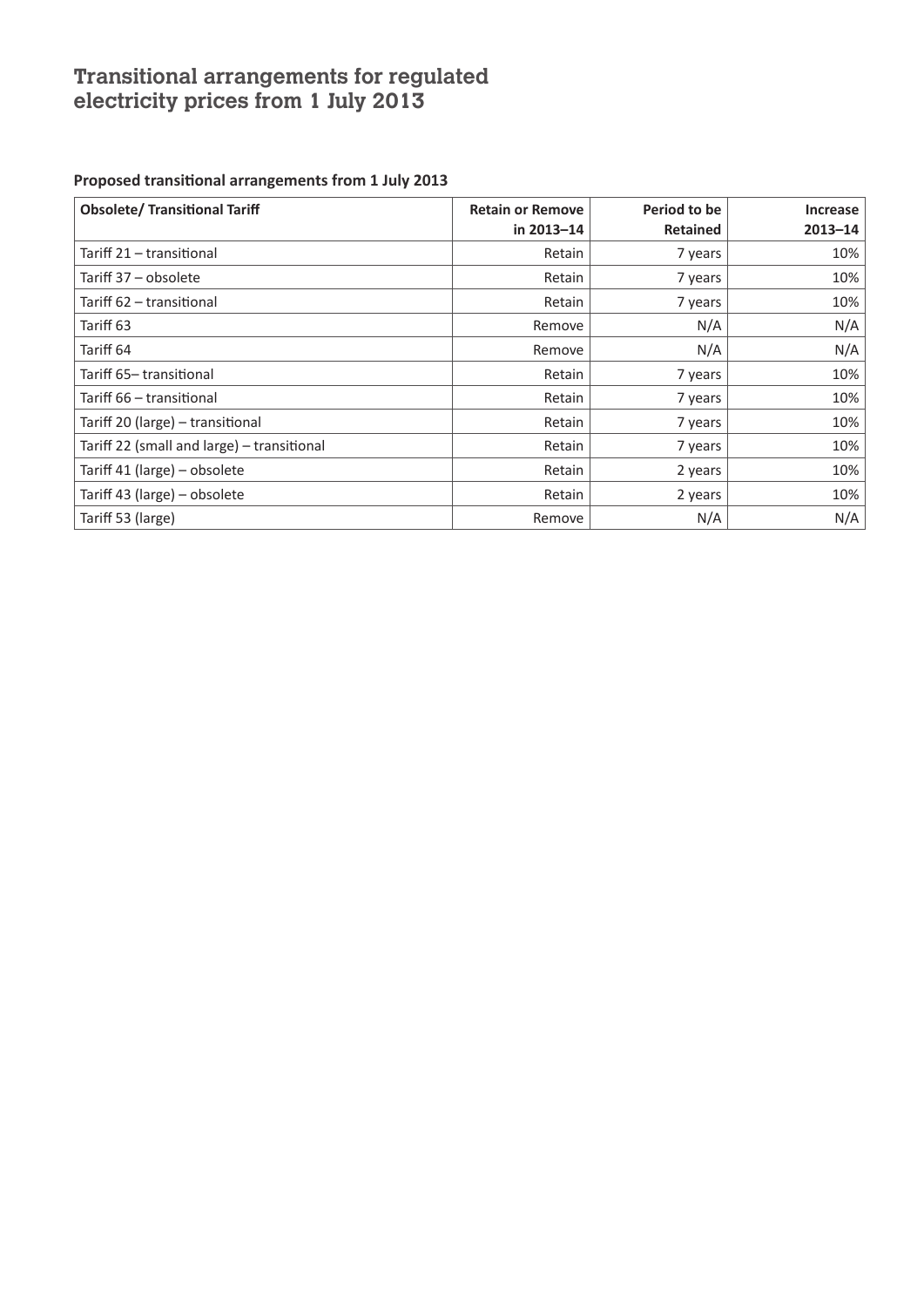# Transitional arrangements for regulated electricity prices from 1 July 2013

**Proposed transitional arrangements from 1 July 2013**

| Obsolete/ Transitional Tariff | Retain or Remove in 2013–14 | Period to be Retained | Increase 2013–14 |
|---|---|---|---|
| Tariff 21 – transitional | Retain | 7 years | 10% |
| Tariff 37 – obsolete | Retain | 7 years | 10% |
| Tariff 62 – transitional | Retain | 7 years | 10% |
| Tariff 63 | Remove | N/A | N/A |
| Tariff 64 | Remove | N/A | N/A |
| Tariff 65– transitional | Retain | 7 years | 10% |
| Tariff 66 – transitional | Retain | 7 years | 10% |
| Tariff 20 (large) – transitional | Retain | 7 years | 10% |
| Tariff 22 (small and large) – transitional | Retain | 7 years | 10% |
| Tariff 41 (large) – obsolete | Retain | 2 years | 10% |
| Tariff 43 (large) – obsolete | Retain | 2 years | 10% |
| Tariff 53 (large) | Remove | N/A | N/A |